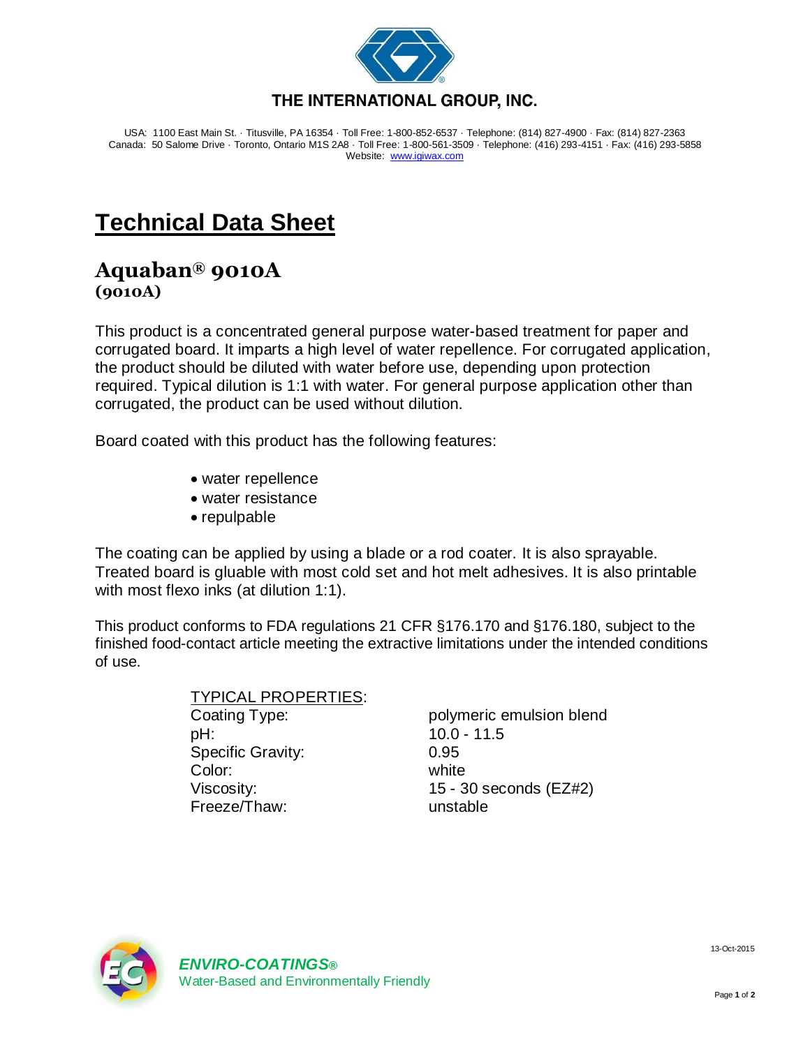THE INTERNATIONAL GROUP, INC.

USA: 1100 East Main St. · Titusville, PA 16354 · Toll Free: 1-800-852-6537 · Telephone: (814) 827-4900 · Fax: (814) 827-2363
Canada: 50 Salome Drive · Toronto, Ontario M1S 2A8 · Toll Free: 1-800-561-3509 · Telephone: (416) 293-4151 · Fax: (416) 293-5858
Website: www.igiwax.com

# Technical Data Sheet

## Aquaban® 9010A
**(9010A)**

This product is a concentrated general purpose water-based treatment for paper and corrugated board. It imparts a high level of water repellence. For corrugated application, the product should be diluted with water before use, depending upon protection required. Typical dilution is 1:1 with water. For general purpose application other than corrugated, the product can be used without dilution.

Board coated with this product has the following features:

- water repellence
- water resistance
- repulpable

The coating can be applied by using a blade or a rod coater. It is also sprayable. Treated board is gluable with most cold set and hot melt adhesives. It is also printable with most flexo inks (at dilution 1:1).

This product conforms to FDA regulations 21 CFR §176.170 and §176.180, subject to the finished food-contact article meeting the extractive limitations under the intended conditions of use.

TYPICAL PROPERTIES:

| Property | Value |
| --- | --- |
| Coating Type: | polymeric emulsion blend |
| pH: | 10.0 - 11.5 |
| Specific Gravity: | 0.95 |
| Color: | white |
| Viscosity: | 15 - 30 seconds (EZ#2) |
| Freeze/Thaw: | unstable |

*ENVIRO-COATINGS®*
Water-Based and Environmentally Friendly

13-Oct-2015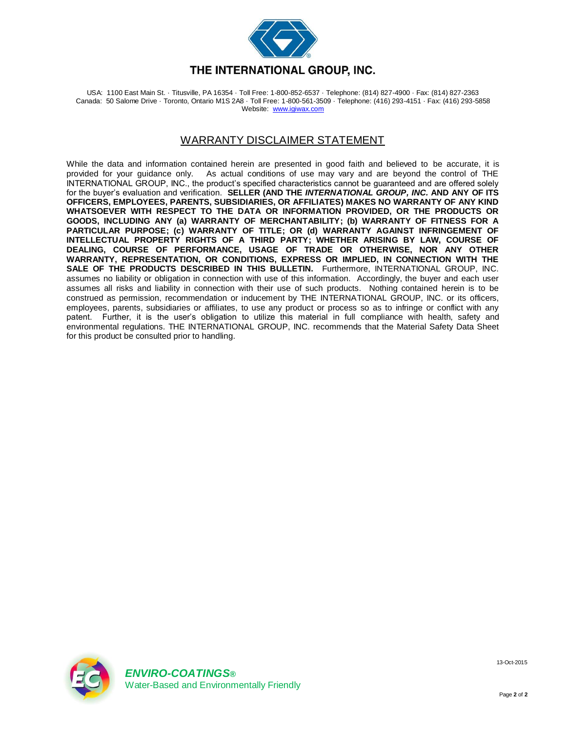# THE INTERNATIONAL GROUP, INC.

USA: 1100 East Main St. · Titusville, PA 16354 · Toll Free: 1-800-852-6537 · Telephone: (814) 827-4900 · Fax: (814) 827-2363
Canada: 50 Salome Drive · Toronto, Ontario M1S 2A8 · Toll Free: 1-800-561-3509 · Telephone: (416) 293-4151 · Fax: (416) 293-5858
Website: www.igiwax.com

## WARRANTY DISCLAIMER STATEMENT

While the data and information contained herein are presented in good faith and believed to be accurate, it is provided for your guidance only. As actual conditions of use may vary and are beyond the control of THE INTERNATIONAL GROUP, INC., the product's specified characteristics cannot be guaranteed and are offered solely for the buyer's evaluation and verification. **SELLER (AND THE *INTERNATIONAL GROUP, INC.* AND ANY OF ITS OFFICERS, EMPLOYEES, PARENTS, SUBSIDIARIES, OR AFFILIATES) MAKES NO WARRANTY OF ANY KIND WHATSOEVER WITH RESPECT TO THE DATA OR INFORMATION PROVIDED, OR THE PRODUCTS OR GOODS, INCLUDING ANY (a) WARRANTY OF MERCHANTABILITY; (b) WARRANTY OF FITNESS FOR A PARTICULAR PURPOSE; (c) WARRANTY OF TITLE; OR (d) WARRANTY AGAINST INFRINGEMENT OF INTELLECTUAL PROPERTY RIGHTS OF A THIRD PARTY; WHETHER ARISING BY LAW, COURSE OF DEALING, COURSE OF PERFORMANCE, USAGE OF TRADE OR OTHERWISE, NOR ANY OTHER WARRANTY, REPRESENTATION, OR CONDITIONS, EXPRESS OR IMPLIED, IN CONNECTION WITH THE SALE OF THE PRODUCTS DESCRIBED IN THIS BULLETIN.** Furthermore, INTERNATIONAL GROUP, INC. assumes no liability or obligation in connection with use of this information. Accordingly, the buyer and each user assumes all risks and liability in connection with their use of such products. Nothing contained herein is to be construed as permission, recommendation or inducement by THE INTERNATIONAL GROUP, INC. or its officers, employees, parents, subsidiaries or affiliates, to use any product or process so as to infringe or conflict with any patent. Further, it is the user's obligation to utilize this material in full compliance with health, safety and environmental regulations. THE INTERNATIONAL GROUP, INC. recommends that the Material Safety Data Sheet for this product be consulted prior to handling.

***ENVIRO-COATINGS®***
Water-Based and Environmentally Friendly

13-Oct-2015